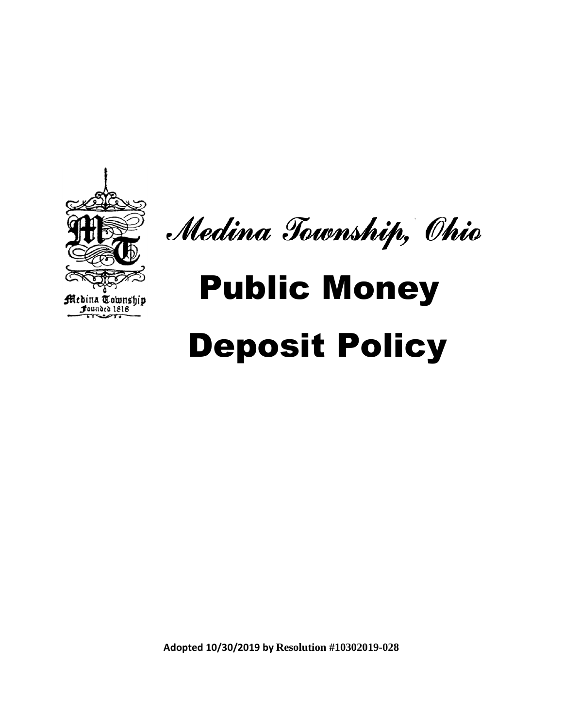Medina Township, Ohio

# Public Money Deposit Policy

**Adopted 10/30/2019 by Resolution #10302019-028**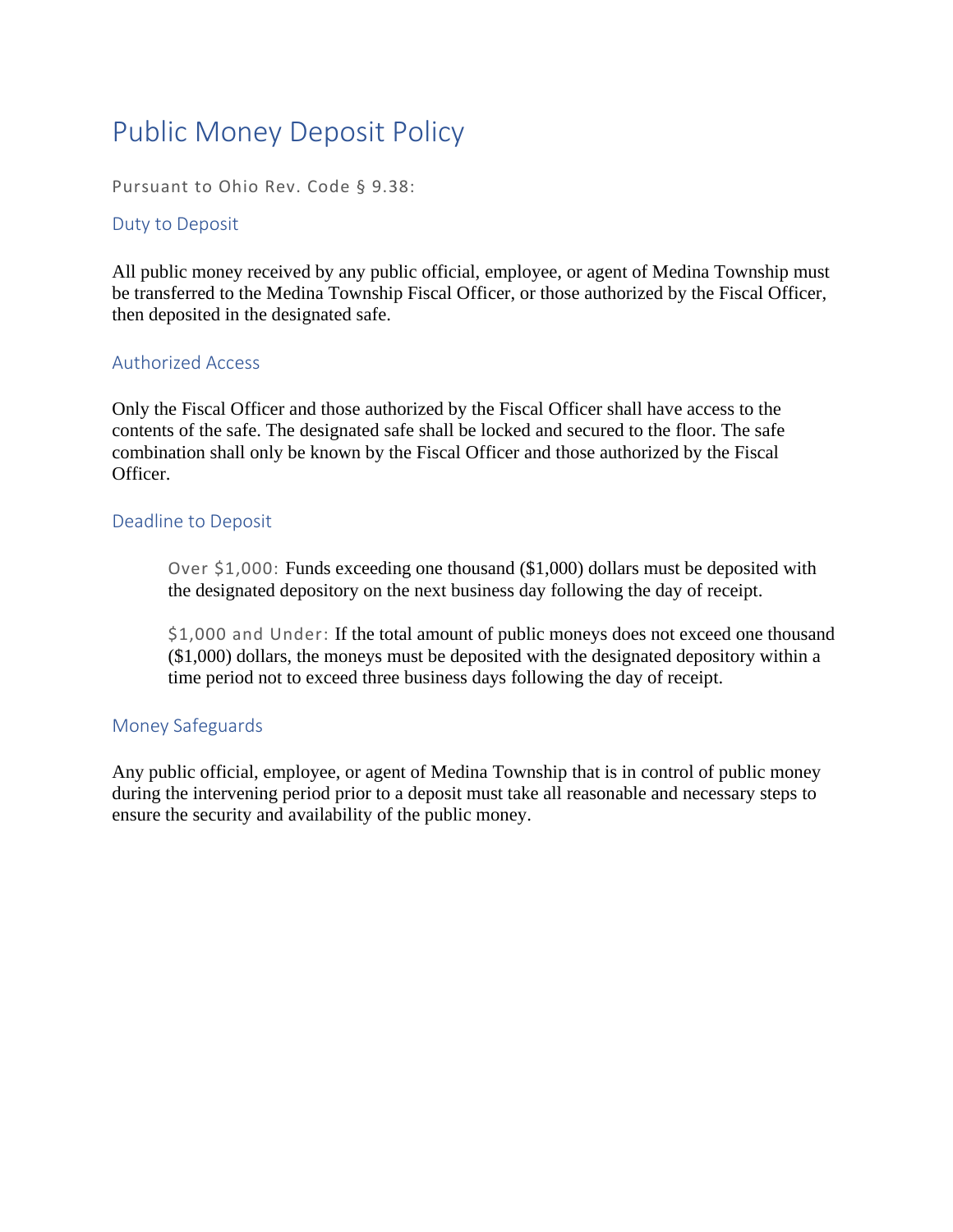# Public Money Deposit Policy

Pursuant to Ohio Rev. Code § 9.38:

## Duty to Deposit

All public money received by any public official, employee, or agent of Medina Township must be transferred to the Medina Township Fiscal Officer, or those authorized by the Fiscal Officer, then deposited in the designated safe.

## Authorized Access

Only the Fiscal Officer and those authorized by the Fiscal Officer shall have access to the contents of the safe. The designated safe shall be locked and secured to the floor. The safe combination shall only be known by the Fiscal Officer and those authorized by the Fiscal Officer.

## Deadline to Deposit

> Over $1,000: Funds exceeding one thousand ($1,000) dollars must be deposited with the designated depository on the next business day following the day of receipt.
>
> $1,000 and Under: If the total amount of public moneys does not exceed one thousand ($1,000) dollars, the moneys must be deposited with the designated depository within a time period not to exceed three business days following the day of receipt.

## Money Safeguards

Any public official, employee, or agent of Medina Township that is in control of public money during the intervening period prior to a deposit must take all reasonable and necessary steps to ensure the security and availability of the public money.